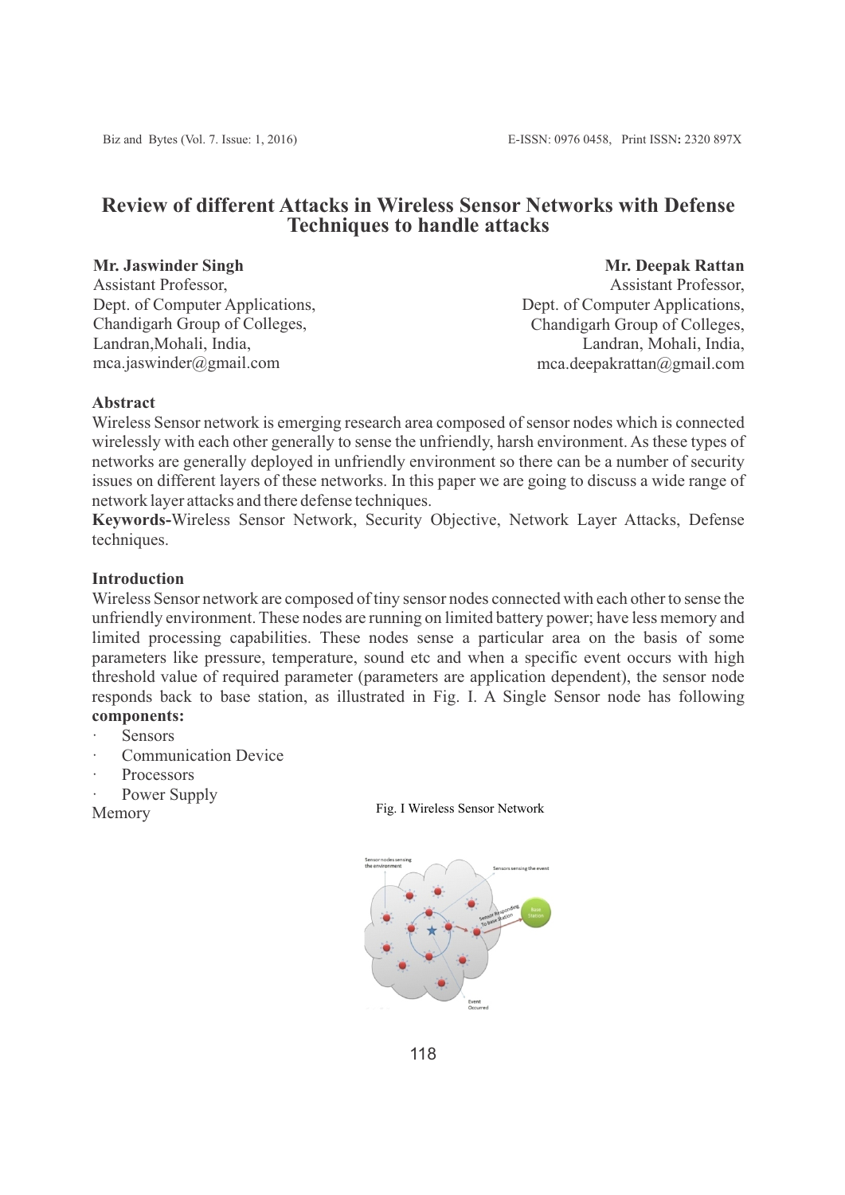# Review of different Attacks in Wireless Sensor Networks with Defense Techniques to handle attacks

**Mr. Jaswinder Singh**
Assistant Professor,
Dept. of Computer Applications,
Chandigarh Group of Colleges,
Landran,Mohali, India,
mca.jaswinder@gmail.com

**Mr. Deepak Rattan**
Assistant Professor,
Dept. of Computer Applications,
Chandigarh Group of Colleges,
Landran, Mohali, India,
mca.deepakrattan@gmail.com

## Abstract

Wireless Sensor network is emerging research area composed of sensor nodes which is connected wirelessly with each other generally to sense the unfriendly, harsh environment. As these types of networks are generally deployed in unfriendly environment so there can be a number of security issues on different layers of these networks. In this paper we are going to discuss a wide range of network layer attacks and there defense techniques.

**Keywords-**Wireless Sensor Network, Security Objective, Network Layer Attacks, Defense techniques.

## Introduction

Wireless Sensor network are composed of tiny sensor nodes connected with each other to sense the unfriendly environment. These nodes are running on limited battery power; have less memory and limited processing capabilities. These nodes sense a particular area on the basis of some parameters like pressure, temperature, sound etc and when a specific event occurs with high threshold value of required parameter (parameters are application dependent), the sensor node responds back to base station, as illustrated in Fig. I. A Single Sensor node has following **components:**

- Sensors
- Communication Device
- Processors
- Power Supply

Memory

Fig. I Wireless Sensor Network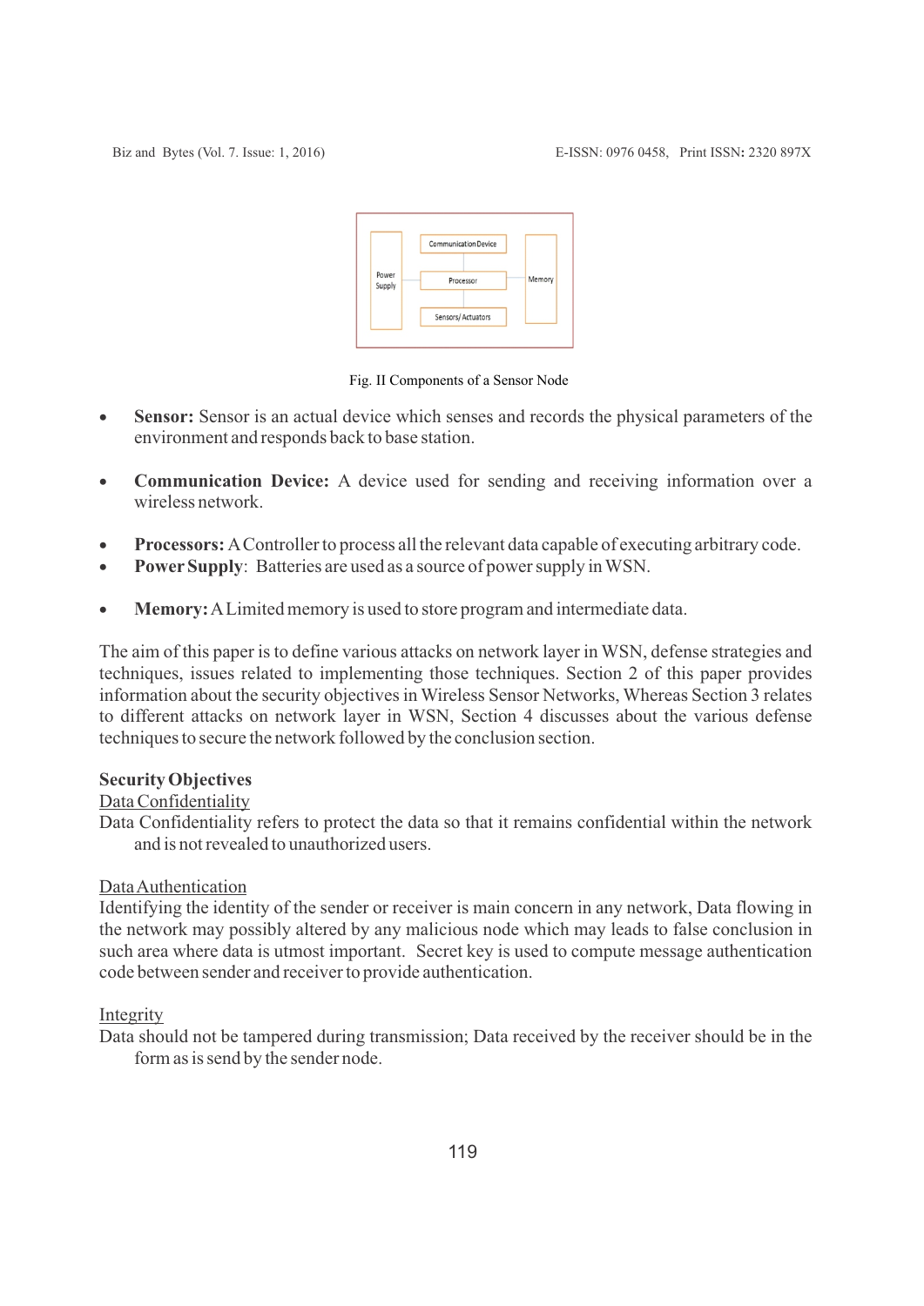Fig. II Components of a Sensor Node

- **Sensor:** Sensor is an actual device which senses and records the physical parameters of the environment and responds back to base station.
- **Communication Device:** A device used for sending and receiving information over a wireless network.
- **Processors:** A Controller to process all the relevant data capable of executing arbitrary code.
- **Power Supply**: Batteries are used as a source of power supply in WSN.
- **Memory:** A Limited memory is used to store program and intermediate data.

The aim of this paper is to define various attacks on network layer in WSN, defense strategies and techniques, issues related to implementing those techniques. Section 2 of this paper provides information about the security objectives in Wireless Sensor Networks, Whereas Section 3 relates to different attacks on network layer in WSN, Section 4 discusses about the various defense techniques to secure the network followed by the conclusion section.

**Security Objectives**

Data Confidentiality

Data Confidentiality refers to protect the data so that it remains confidential within the network and is not revealed to unauthorized users.

Data Authentication

Identifying the identity of the sender or receiver is main concern in any network, Data flowing in the network may possibly altered by any malicious node which may leads to false conclusion in such area where data is utmost important. Secret key is used to compute message authentication code between sender and receiver to provide authentication.

Integrity

Data should not be tampered during transmission; Data received by the receiver should be in the form as is send by the sender node.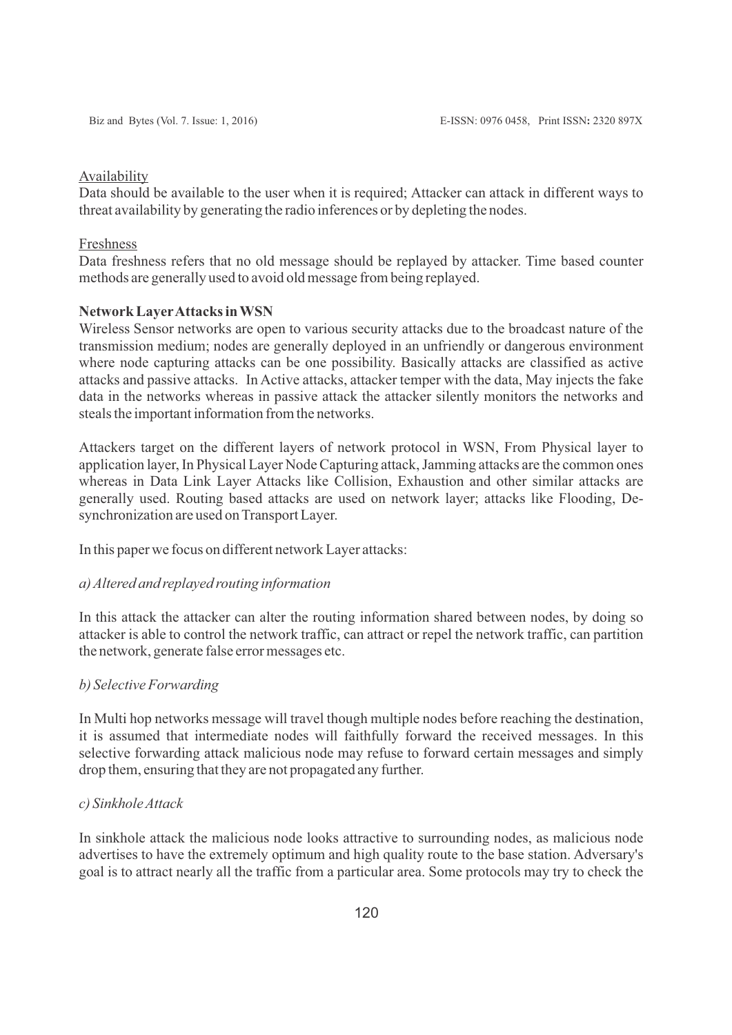Availability

Data should be available to the user when it is required; Attacker can attack in different ways to threat availability by generating the radio inferences or by depleting the nodes.

Freshness

Data freshness refers that no old message should be replayed by attacker. Time based counter methods are generally used to avoid old message from being replayed.

**Network Layer Attacks in WSN**

Wireless Sensor networks are open to various security attacks due to the broadcast nature of the transmission medium; nodes are generally deployed in an unfriendly or dangerous environment where node capturing attacks can be one possibility. Basically attacks are classified as active attacks and passive attacks. In Active attacks, attacker temper with the data, May injects the fake data in the networks whereas in passive attack the attacker silently monitors the networks and steals the important information from the networks.

Attackers target on the different layers of network protocol in WSN, From Physical layer to application layer, In Physical Layer Node Capturing attack, Jamming attacks are the common ones whereas in Data Link Layer Attacks like Collision, Exhaustion and other similar attacks are generally used. Routing based attacks are used on network layer; attacks like Flooding, De-synchronization are used on Transport Layer.

In this paper we focus on different network Layer attacks:

*a) Altered and replayed routing information*

In this attack the attacker can alter the routing information shared between nodes, by doing so attacker is able to control the network traffic, can attract or repel the network traffic, can partition the network, generate false error messages etc.

*b) Selective Forwarding*

In Multi hop networks message will travel though multiple nodes before reaching the destination, it is assumed that intermediate nodes will faithfully forward the received messages. In this selective forwarding attack malicious node may refuse to forward certain messages and simply drop them, ensuring that they are not propagated any further.

*c) Sinkhole Attack*

In sinkhole attack the malicious node looks attractive to surrounding nodes, as malicious node advertises to have the extremely optimum and high quality route to the base station. Adversary's goal is to attract nearly all the traffic from a particular area. Some protocols may try to check the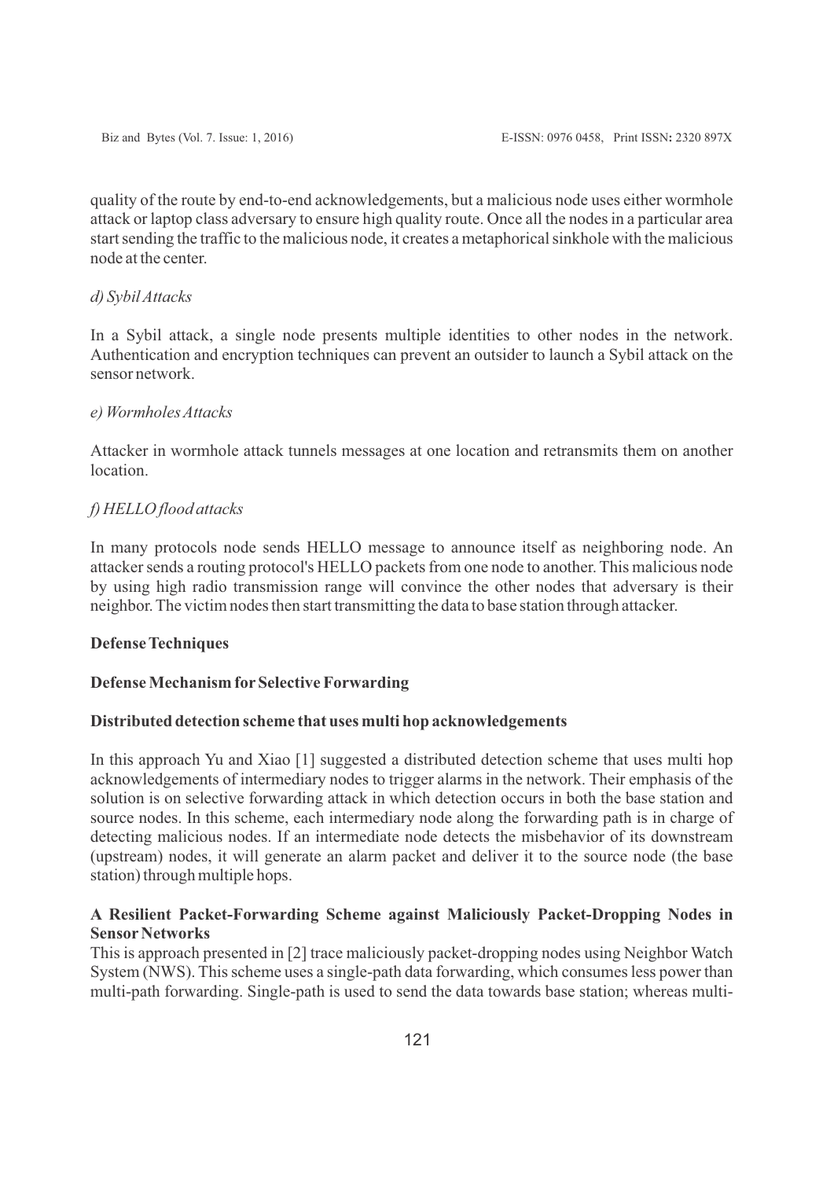quality of the route by end-to-end acknowledgements, but a malicious node uses either wormhole attack or laptop class adversary to ensure high quality route. Once all the nodes in a particular area start sending the traffic to the malicious node, it creates a metaphorical sinkhole with the malicious node at the center.

*d) Sybil Attacks*

In a Sybil attack, a single node presents multiple identities to other nodes in the network. Authentication and encryption techniques can prevent an outsider to launch a Sybil attack on the sensor network.

*e) Wormholes Attacks*

Attacker in wormhole attack tunnels messages at one location and retransmits them on another location.

*f) HELLO flood attacks*

In many protocols node sends HELLO message to announce itself as neighboring node. An attacker sends a routing protocol's HELLO packets from one node to another. This malicious node by using high radio transmission range will convince the other nodes that adversary is their neighbor. The victim nodes then start transmitting the data to base station through attacker.

**Defense Techniques**

**Defense Mechanism for Selective Forwarding**

**Distributed detection scheme that uses multi hop acknowledgements**

In this approach Yu and Xiao [1] suggested a distributed detection scheme that uses multi hop acknowledgements of intermediary nodes to trigger alarms in the network. Their emphasis of the solution is on selective forwarding attack in which detection occurs in both the base station and source nodes. In this scheme, each intermediary node along the forwarding path is in charge of detecting malicious nodes. If an intermediate node detects the misbehavior of its downstream (upstream) nodes, it will generate an alarm packet and deliver it to the source node (the base station) through multiple hops.

**A Resilient Packet-Forwarding Scheme against Maliciously Packet-Dropping Nodes in Sensor Networks**

This is approach presented in [2] trace maliciously packet-dropping nodes using Neighbor Watch System (NWS). This scheme uses a single-path data forwarding, which consumes less power than multi-path forwarding. Single-path is used to send the data towards base station; whereas multi-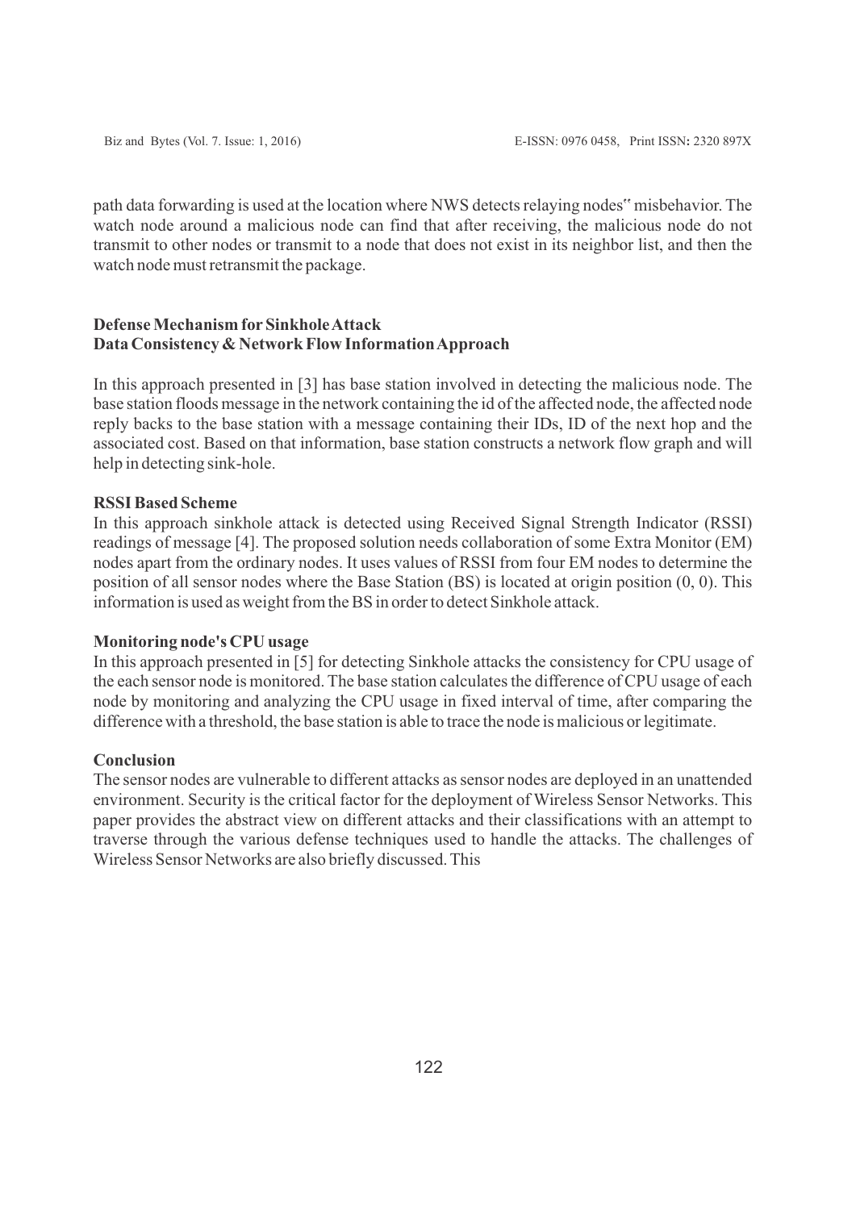path data forwarding is used at the location where NWS detects relaying nodes" misbehavior. The watch node around a malicious node can find that after receiving, the malicious node do not transmit to other nodes or transmit to a node that does not exist in its neighbor list, and then the watch node must retransmit the package.

**Defense Mechanism for Sinkhole Attack**

**Data Consistency & Network Flow Information Approach**

In this approach presented in [3] has base station involved in detecting the malicious node. The base station floods message in the network containing the id of the affected node, the affected node reply backs to the base station with a message containing their IDs, ID of the next hop and the associated cost. Based on that information, base station constructs a network flow graph and will help in detecting sink-hole.

**RSSI Based Scheme**

In this approach sinkhole attack is detected using Received Signal Strength Indicator (RSSI) readings of message [4]. The proposed solution needs collaboration of some Extra Monitor (EM) nodes apart from the ordinary nodes. It uses values of RSSI from four EM nodes to determine the position of all sensor nodes where the Base Station (BS) is located at origin position (0, 0). This information is used as weight from the BS in order to detect Sinkhole attack.

**Monitoring node's CPU usage**

In this approach presented in [5] for detecting Sinkhole attacks the consistency for CPU usage of the each sensor node is monitored. The base station calculates the difference of CPU usage of each node by monitoring and analyzing the CPU usage in fixed interval of time, after comparing the difference with a threshold, the base station is able to trace the node is malicious or legitimate.

**Conclusion**

The sensor nodes are vulnerable to different attacks as sensor nodes are deployed in an unattended environment. Security is the critical factor for the deployment of Wireless Sensor Networks. This paper provides the abstract view on different attacks and their classifications with an attempt to traverse through the various defense techniques used to handle the attacks. The challenges of Wireless Sensor Networks are also briefly discussed. This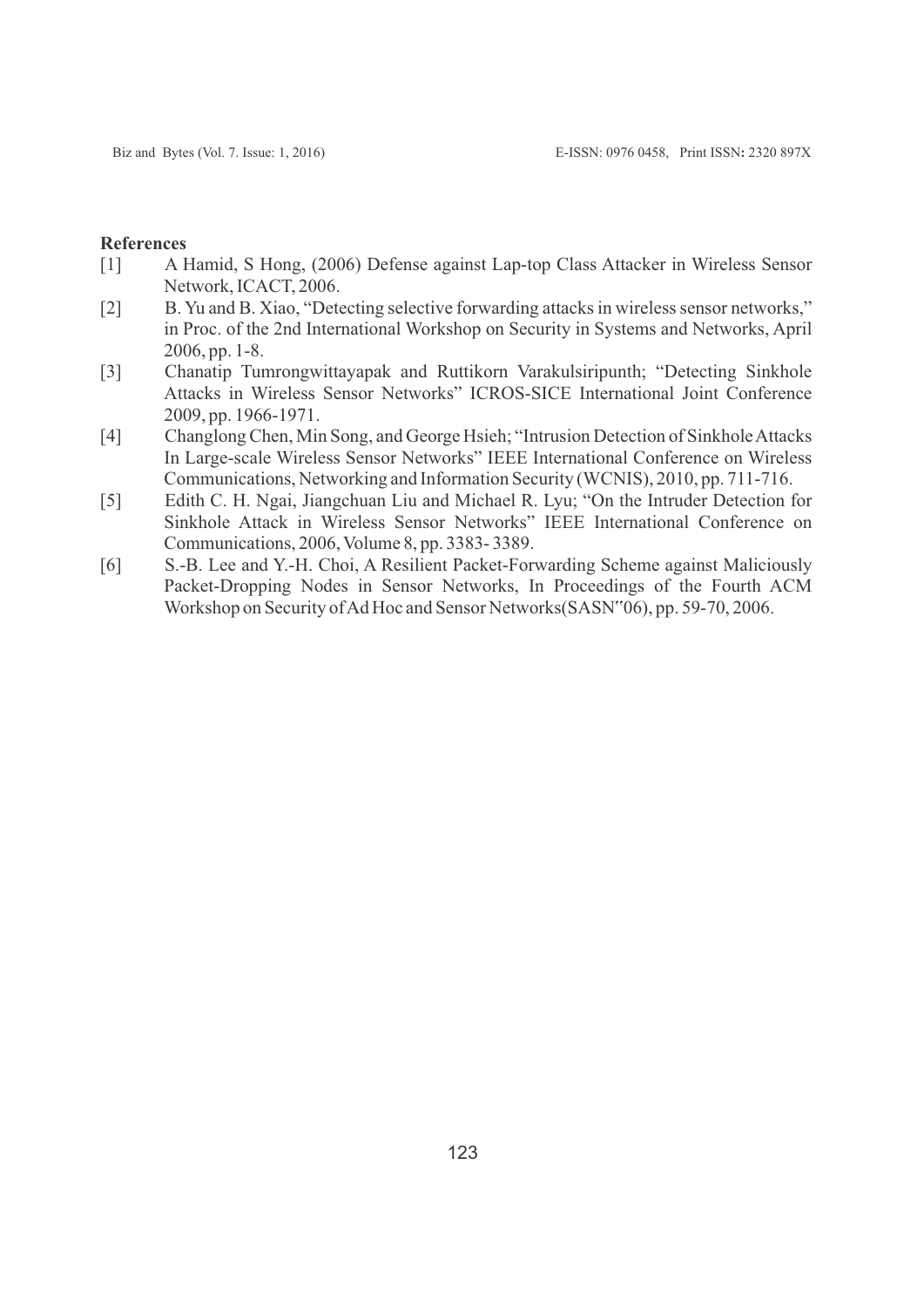**References**

[1] A Hamid, S Hong, (2006) Defense against Lap-top Class Attacker in Wireless Sensor Network, ICACT, 2006.

[2] B. Yu and B. Xiao, "Detecting selective forwarding attacks in wireless sensor networks," in Proc. of the 2nd International Workshop on Security in Systems and Networks, April 2006, pp. 1-8.

[3] Chanatip Tumrongwittayapak and Ruttikorn Varakulsiripunth; "Detecting Sinkhole Attacks in Wireless Sensor Networks" ICROS-SICE International Joint Conference 2009, pp. 1966-1971.

[4] Changlong Chen, Min Song, and George Hsieh; "Intrusion Detection of Sinkhole Attacks In Large-scale Wireless Sensor Networks" IEEE International Conference on Wireless Communications, Networking and Information Security (WCNIS), 2010, pp. 711-716.

[5] Edith C. H. Ngai, Jiangchuan Liu and Michael R. Lyu; "On the Intruder Detection for Sinkhole Attack in Wireless Sensor Networks" IEEE International Conference on Communications, 2006, Volume 8, pp. 3383- 3389.

[6] S.-B. Lee and Y.-H. Choi, A Resilient Packet-Forwarding Scheme against Maliciously Packet-Dropping Nodes in Sensor Networks, In Proceedings of the Fourth ACM Workshop on Security of Ad Hoc and Sensor Networks(SASN"06), pp. 59-70, 2006.